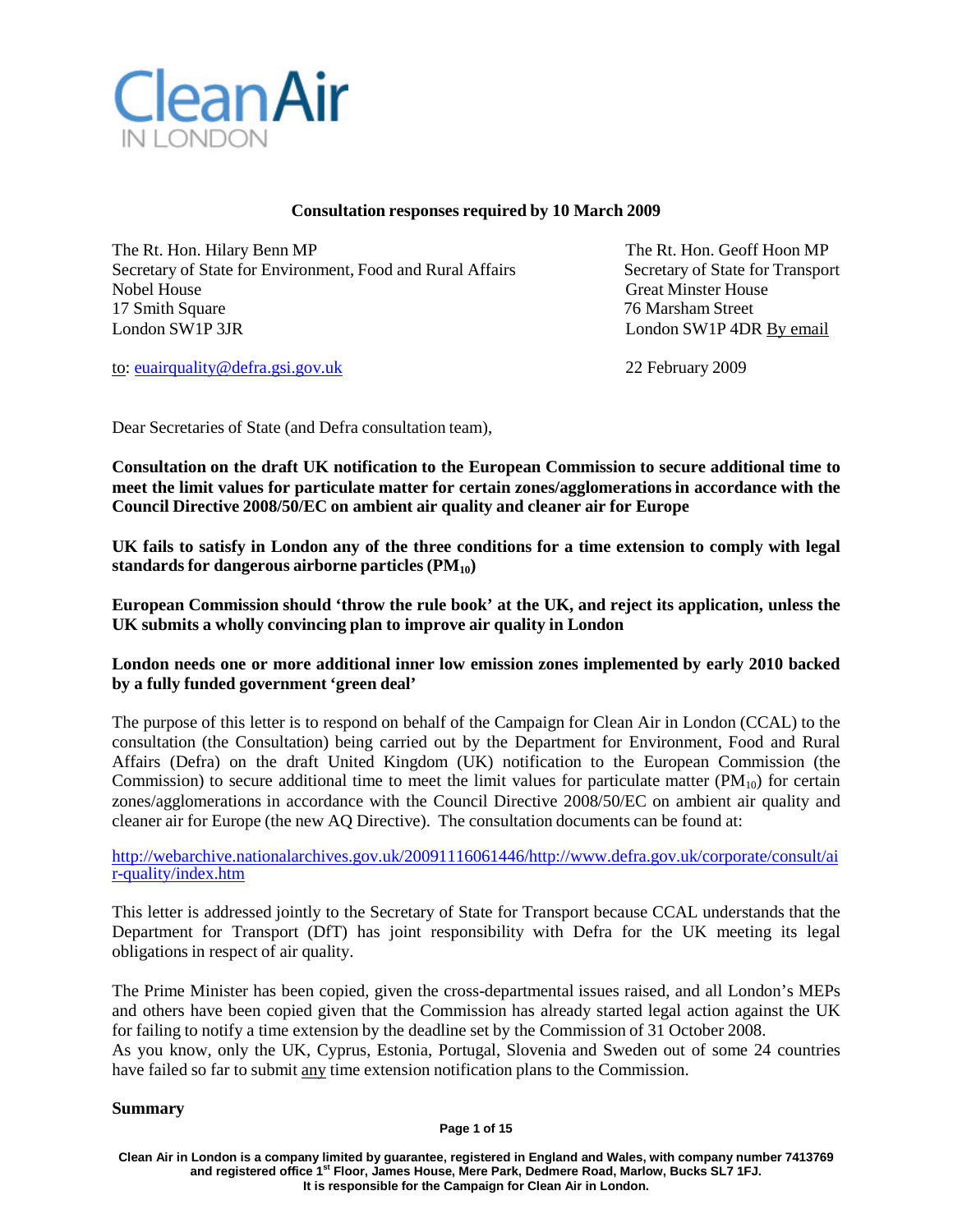Clean Air
IN LONDON

**Consultation responses required by 10 March 2009**

The Rt. Hon. Hilary Benn MP
Secretary of State for Environment, Food and Rural Affairs
Nobel House
17 Smith Square
London SW1P 3JR

to: euairquality@defra.gsi.gov.uk

The Rt. Hon. Geoff Hoon MP
Secretary of State for Transport
Great Minster House
76 Marsham Street
London SW1P 4DR By email

22 February 2009

Dear Secretaries of State (and Defra consultation team),

**Consultation on the draft UK notification to the European Commission to secure additional time to meet the limit values for particulate matter for certain zones/agglomerations in accordance with the Council Directive 2008/50/EC on ambient air quality and cleaner air for Europe**

**UK fails to satisfy in London any of the three conditions for a time extension to comply with legal standards for dangerous airborne particles ($PM_{10}$)**

**European Commission should 'throw the rule book' at the UK, and reject its application, unless the UK submits a wholly convincing plan to improve air quality in London**

**London needs one or more additional inner low emission zones implemented by early 2010 backed by a fully funded government 'green deal'**

The purpose of this letter is to respond on behalf of the Campaign for Clean Air in London (CCAL) to the consultation (the Consultation) being carried out by the Department for Environment, Food and Rural Affairs (Defra) on the draft United Kingdom (UK) notification to the European Commission (the Commission) to secure additional time to meet the limit values for particulate matter ($PM_{10}$) for certain zones/agglomerations in accordance with the Council Directive 2008/50/EC on ambient air quality and cleaner air for Europe (the new AQ Directive). The consultation documents can be found at:

http://webarchive.nationalarchives.gov.uk/20091116061446/http://www.defra.gov.uk/corporate/consult/air-quality/index.htm

This letter is addressed jointly to the Secretary of State for Transport because CCAL understands that the Department for Transport (DfT) has joint responsibility with Defra for the UK meeting its legal obligations in respect of air quality.

The Prime Minister has been copied, given the cross-departmental issues raised, and all London's MEPs and others have been copied given that the Commission has already started legal action against the UK for failing to notify a time extension by the deadline set by the Commission of 31 October 2008.
As you know, only the UK, Cyprus, Estonia, Portugal, Slovenia and Sweden out of some 24 countries have failed so far to submit any time extension notification plans to the Commission.

**Summary**

Clean Air in London is a company limited by guarantee, registered in England and Wales, with company number 7413769 and registered office 1st Floor, James House, Mere Park, Dedmere Road, Marlow, Bucks SL7 1FJ.
It is responsible for the Campaign for Clean Air in London.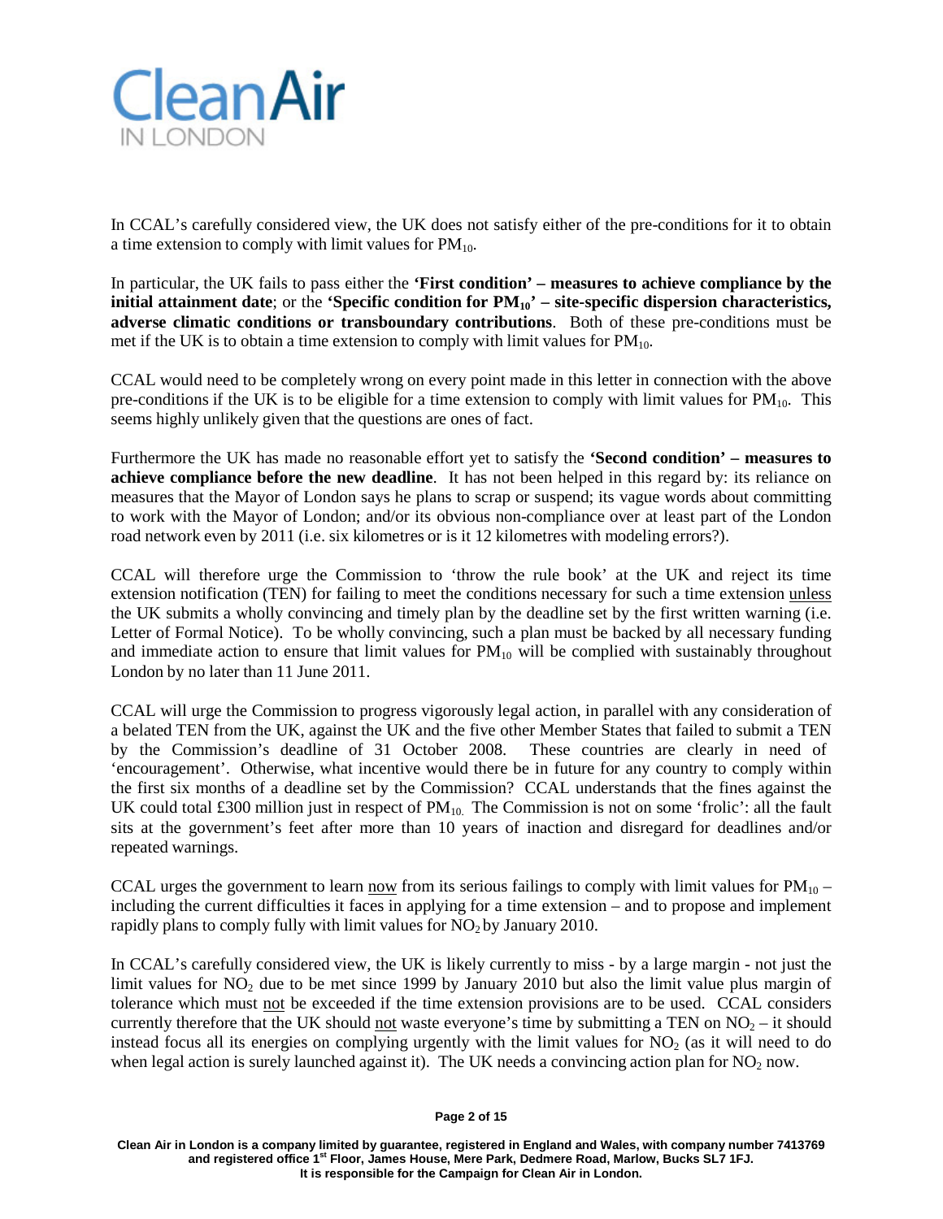In CCAL's carefully considered view, the UK does not satisfy either of the pre-conditions for it to obtain a time extension to comply with limit values for $PM_{10}$.

In particular, the UK fails to pass either the **'First condition' – measures to achieve compliance by the initial attainment date**; or the **'Specific condition for $PM_{10}$' – site-specific dispersion characteristics, adverse climatic conditions or transboundary contributions**. Both of these pre-conditions must be met if the UK is to obtain a time extension to comply with limit values for $PM_{10}$.

CCAL would need to be completely wrong on every point made in this letter in connection with the above pre-conditions if the UK is to be eligible for a time extension to comply with limit values for $PM_{10}$. This seems highly unlikely given that the questions are ones of fact.

Furthermore the UK has made no reasonable effort yet to satisfy the **'Second condition' – measures to achieve compliance before the new deadline**. It has not been helped in this regard by: its reliance on measures that the Mayor of London says he plans to scrap or suspend; its vague words about committing to work with the Mayor of London; and/or its obvious non-compliance over at least part of the London road network even by 2011 (i.e. six kilometres or is it 12 kilometres with modeling errors?).

CCAL will therefore urge the Commission to 'throw the rule book' at the UK and reject its time extension notification (TEN) for failing to meet the conditions necessary for such a time extension unless the UK submits a wholly convincing and timely plan by the deadline set by the first written warning (i.e. Letter of Formal Notice). To be wholly convincing, such a plan must be backed by all necessary funding and immediate action to ensure that limit values for $PM_{10}$ will be complied with sustainably throughout London by no later than 11 June 2011.

CCAL will urge the Commission to progress vigorously legal action, in parallel with any consideration of a belated TEN from the UK, against the UK and the five other Member States that failed to submit a TEN by the Commission's deadline of 31 October 2008. These countries are clearly in need of 'encouragement'. Otherwise, what incentive would there be in future for any country to comply within the first six months of a deadline set by the Commission? CCAL understands that the fines against the UK could total £300 million just in respect of $PM_{10}$. The Commission is not on some 'frolic': all the fault sits at the government's feet after more than 10 years of inaction and disregard for deadlines and/or repeated warnings.

CCAL urges the government to learn now from its serious failings to comply with limit values for $PM_{10}$ – including the current difficulties it faces in applying for a time extension – and to propose and implement rapidly plans to comply fully with limit values for $NO_2$ by January 2010.

In CCAL's carefully considered view, the UK is likely currently to miss - by a large margin - not just the limit values for $NO_2$ due to be met since 1999 by January 2010 but also the limit value plus margin of tolerance which must not be exceeded if the time extension provisions are to be used. CCAL considers currently therefore that the UK should not waste everyone's time by submitting a TEN on $NO_2$ – it should instead focus all its energies on complying urgently with the limit values for $NO_2$ (as it will need to do when legal action is surely launched against it). The UK needs a convincing action plan for $NO_2$ now.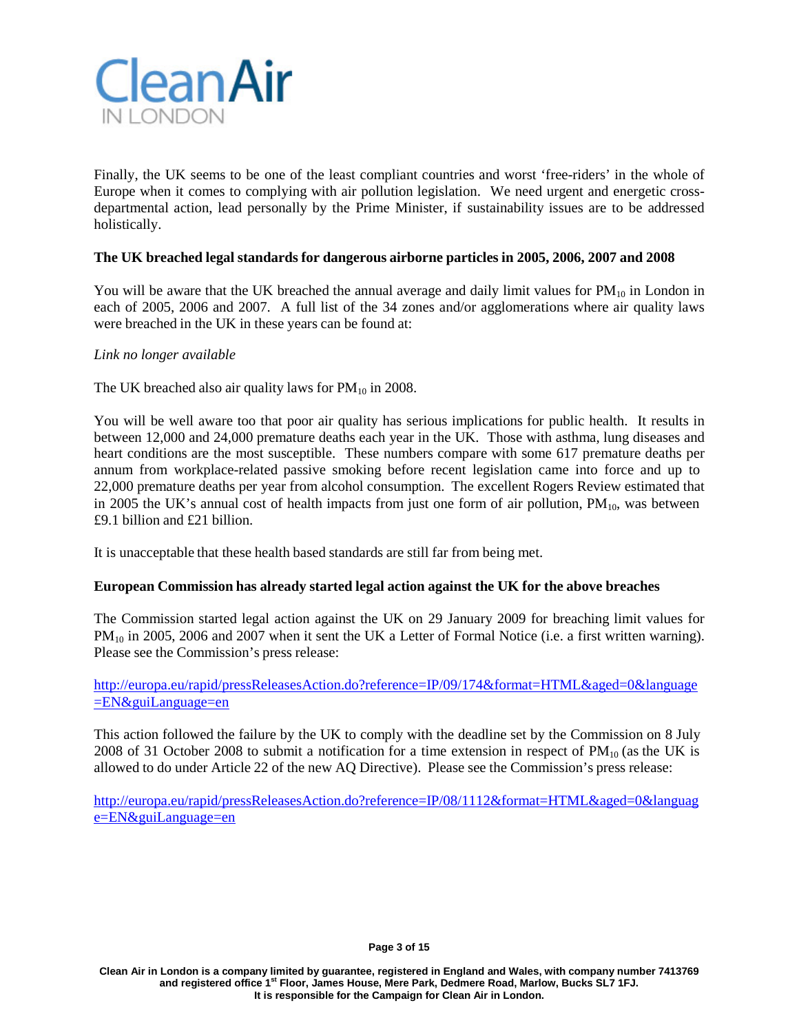Finally, the UK seems to be one of the least compliant countries and worst 'free-riders' in the whole of Europe when it comes to complying with air pollution legislation. We need urgent and energetic cross-departmental action, lead personally by the Prime Minister, if sustainability issues are to be addressed holistically.

**The UK breached legal standards for dangerous airborne particles in 2005, 2006, 2007 and 2008**

You will be aware that the UK breached the annual average and daily limit values for $PM_{10}$ in London in each of 2005, 2006 and 2007. A full list of the 34 zones and/or agglomerations where air quality laws were breached in the UK in these years can be found at:

*Link no longer available*

The UK breached also air quality laws for $PM_{10}$ in 2008.

You will be well aware too that poor air quality has serious implications for public health. It results in between 12,000 and 24,000 premature deaths each year in the UK. Those with asthma, lung diseases and heart conditions are the most susceptible. These numbers compare with some 617 premature deaths per annum from workplace-related passive smoking before recent legislation came into force and up to 22,000 premature deaths per year from alcohol consumption. The excellent Rogers Review estimated that in 2005 the UK's annual cost of health impacts from just one form of air pollution, $PM_{10}$, was between £9.1 billion and £21 billion.

It is unacceptable that these health based standards are still far from being met.

**European Commission has already started legal action against the UK for the above breaches**

The Commission started legal action against the UK on 29 January 2009 for breaching limit values for $PM_{10}$ in 2005, 2006 and 2007 when it sent the UK a Letter of Formal Notice (i.e. a first written warning). Please see the Commission's press release:

http://europa.eu/rapid/pressReleasesAction.do?reference=IP/09/174&format=HTML&aged=0&language=EN&guiLanguage=en

This action followed the failure by the UK to comply with the deadline set by the Commission on 8 July 2008 of 31 October 2008 to submit a notification for a time extension in respect of $PM_{10}$ (as the UK is allowed to do under Article 22 of the new AQ Directive). Please see the Commission's press release:

http://europa.eu/rapid/pressReleasesAction.do?reference=IP/08/1112&format=HTML&aged=0&language=EN&guiLanguage=en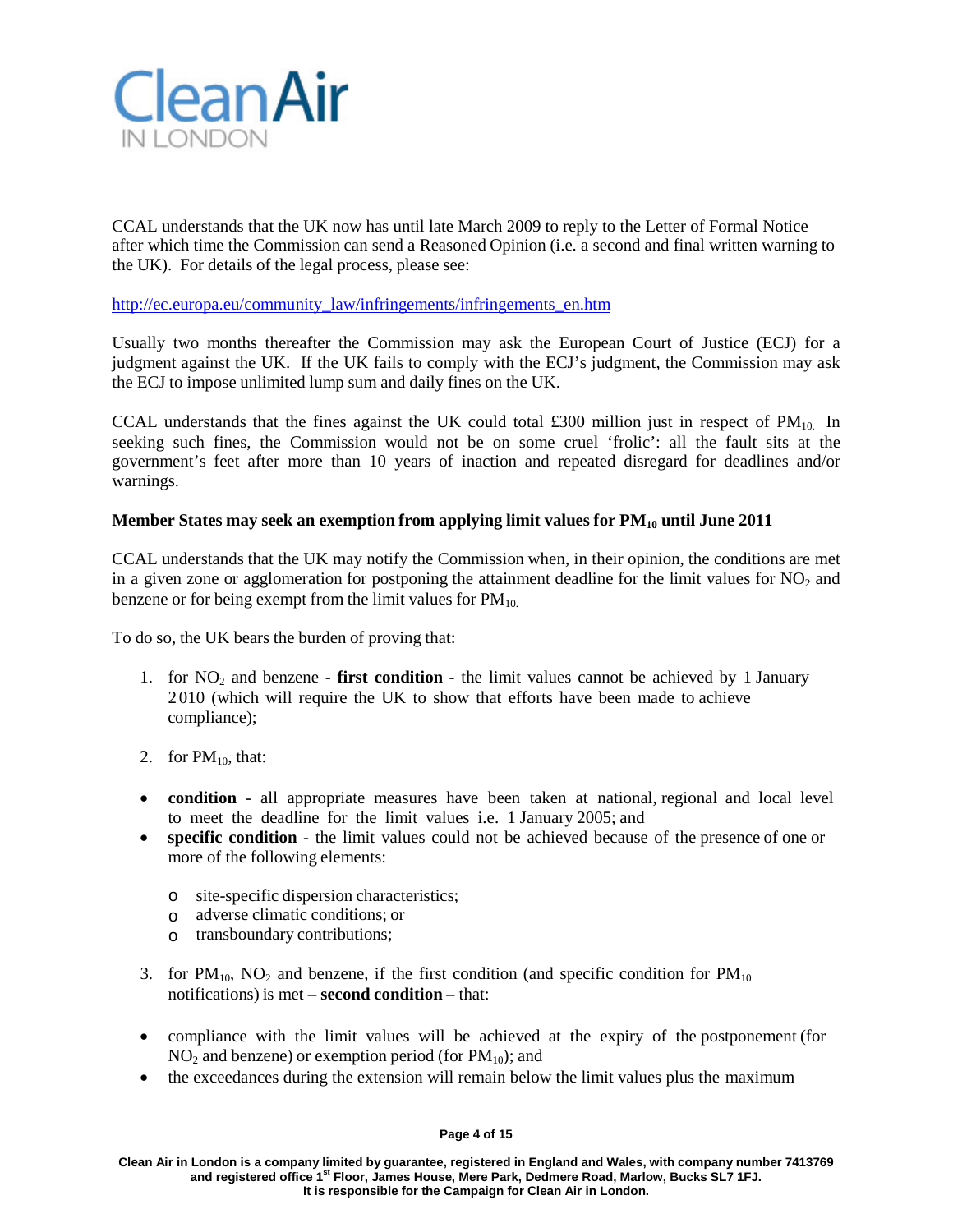CCAL understands that the UK now has until late March 2009 to reply to the Letter of Formal Notice after which time the Commission can send a Reasoned Opinion (i.e. a second and final written warning to the UK). For details of the legal process, please see:

http://ec.europa.eu/community_law/infringements/infringements_en.htm

Usually two months thereafter the Commission may ask the European Court of Justice (ECJ) for a judgment against the UK. If the UK fails to comply with the ECJ's judgment, the Commission may ask the ECJ to impose unlimited lump sum and daily fines on the UK.

CCAL understands that the fines against the UK could total £300 million just in respect of $PM_{10}$. In seeking such fines, the Commission would not be on some cruel 'frolic': all the fault sits at the government's feet after more than 10 years of inaction and repeated disregard for deadlines and/or warnings.

**Member States may seek an exemption from applying limit values for $PM_{10}$ until June 2011**

CCAL understands that the UK may notify the Commission when, in their opinion, the conditions are met in a given zone or agglomeration for postponing the attainment deadline for the limit values for $NO_2$ and benzene or for being exempt from the limit values for $PM_{10}$.

To do so, the UK bears the burden of proving that:

1. for $NO_2$ and benzene - **first condition** - the limit values cannot be achieved by 1 January 2010 (which will require the UK to show that efforts have been made to achieve compliance);

2. for $PM_{10}$, that:

- **condition** - all appropriate measures have been taken at national, regional and local level to meet the deadline for the limit values i.e. 1 January 2005; and
- **specific condition** - the limit values could not be achieved because of the presence of one or more of the following elements:
    - site-specific dispersion characteristics;
    - adverse climatic conditions; or
    - transboundary contributions;

3. for $PM_{10}$, $NO_2$ and benzene, if the first condition (and specific condition for $PM_{10}$ notifications) is met – **second condition** – that:

- compliance with the limit values will be achieved at the expiry of the postponement (for $NO_2$ and benzene) or exemption period (for $PM_{10}$); and
- the exceedances during the extension will remain below the limit values plus the maximum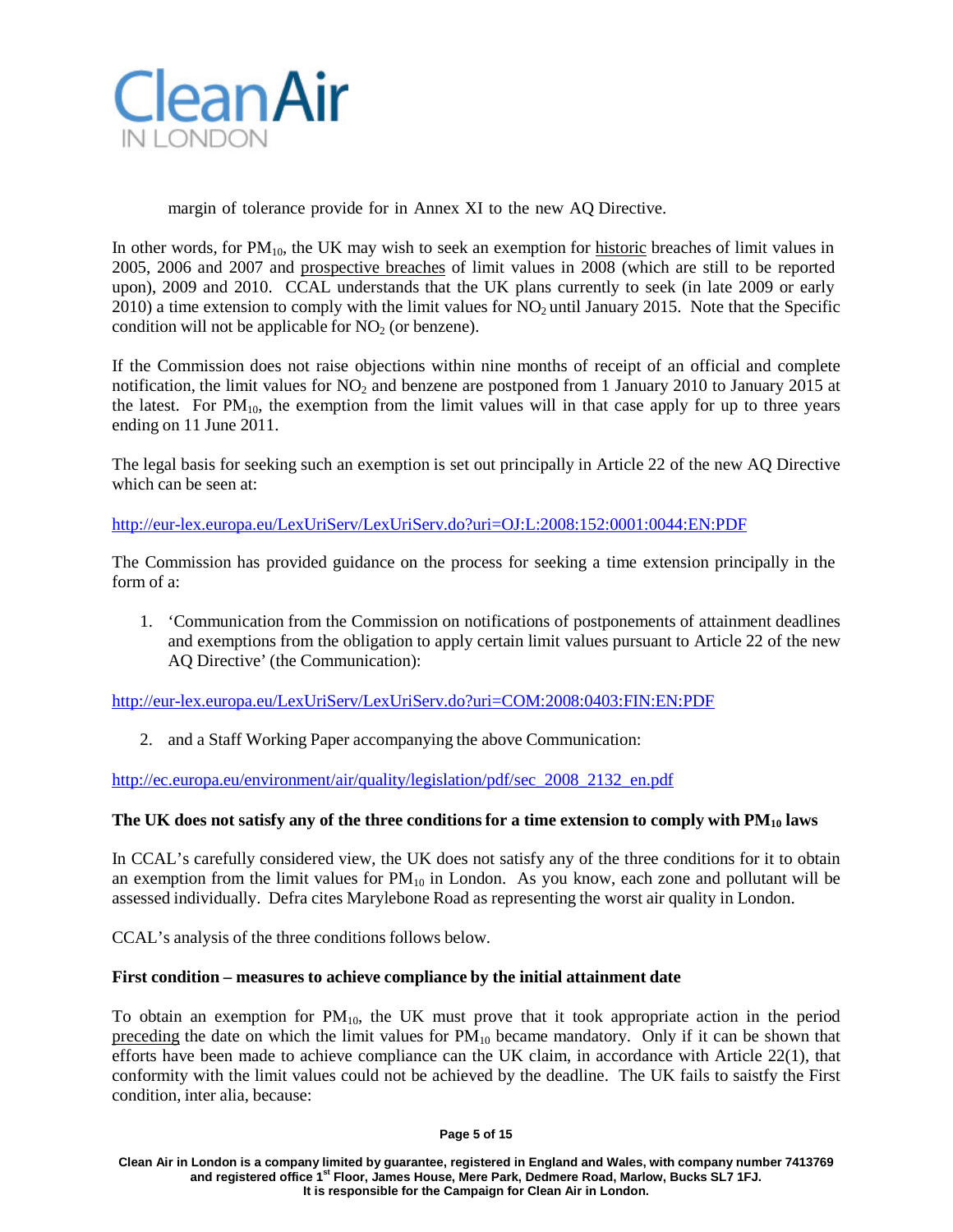margin of tolerance provide for in Annex XI to the new AQ Directive.

In other words, for $PM_{10}$, the UK may wish to seek an exemption for historic breaches of limit values in 2005, 2006 and 2007 and prospective breaches of limit values in 2008 (which are still to be reported upon), 2009 and 2010. CCAL understands that the UK plans currently to seek (in late 2009 or early 2010) a time extension to comply with the limit values for $NO_2$ until January 2015. Note that the Specific condition will not be applicable for $NO_2$ (or benzene).

If the Commission does not raise objections within nine months of receipt of an official and complete notification, the limit values for $NO_2$ and benzene are postponed from 1 January 2010 to January 2015 at the latest. For $PM_{10}$, the exemption from the limit values will in that case apply for up to three years ending on 11 June 2011.

The legal basis for seeking such an exemption is set out principally in Article 22 of the new AQ Directive which can be seen at:

http://eur-lex.europa.eu/LexUriServ/LexUriServ.do?uri=OJ:L:2008:152:0001:0044:EN:PDF

The Commission has provided guidance on the process for seeking a time extension principally in the form of a:

1. 'Communication from the Commission on notifications of postponements of attainment deadlines and exemptions from the obligation to apply certain limit values pursuant to Article 22 of the new AQ Directive' (the Communication):

http://eur-lex.europa.eu/LexUriServ/LexUriServ.do?uri=COM:2008:0403:FIN:EN:PDF

2. and a Staff Working Paper accompanying the above Communication:

http://ec.europa.eu/environment/air/quality/legislation/pdf/sec_2008_2132_en.pdf

**The UK does not satisfy any of the three conditions for a time extension to comply with $PM_{10}$ laws**

In CCAL's carefully considered view, the UK does not satisfy any of the three conditions for it to obtain an exemption from the limit values for $PM_{10}$ in London. As you know, each zone and pollutant will be assessed individually. Defra cites Marylebone Road as representing the worst air quality in London.

CCAL's analysis of the three conditions follows below.

**First condition – measures to achieve compliance by the initial attainment date**

To obtain an exemption for $PM_{10}$, the UK must prove that it took appropriate action in the period preceding the date on which the limit values for $PM_{10}$ became mandatory. Only if it can be shown that efforts have been made to achieve compliance can the UK claim, in accordance with Article 22(1), that conformity with the limit values could not be achieved by the deadline. The UK fails to saistfy the First condition, inter alia, because: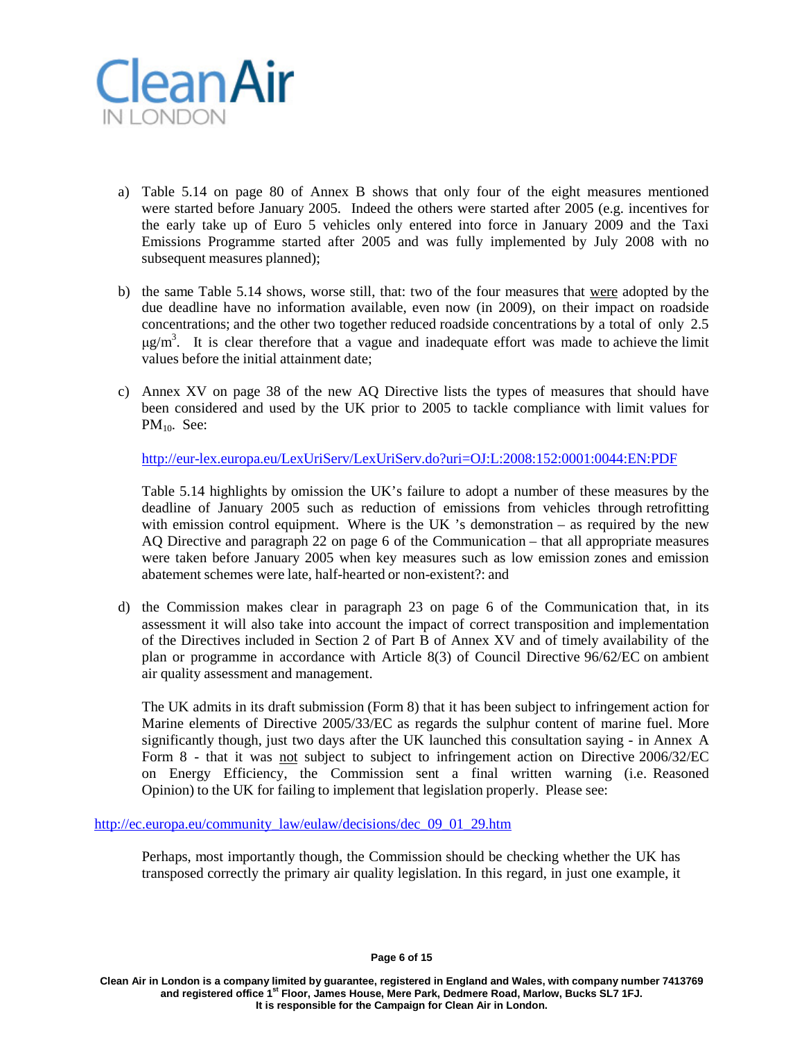a) Table 5.14 on page 80 of Annex B shows that only four of the eight measures mentioned were started before January 2005. Indeed the others were started after 2005 (e.g. incentives for the early take up of Euro 5 vehicles only entered into force in January 2009 and the Taxi Emissions Programme started after 2005 and was fully implemented by July 2008 with no subsequent measures planned);

b) the same Table 5.14 shows, worse still, that: two of the four measures that were adopted by the due deadline have no information available, even now (in 2009), on their impact on roadside concentrations; and the other two together reduced roadside concentrations by a total of only 2.5 $\mu g/m^3$. It is clear therefore that a vague and inadequate effort was made to achieve the limit values before the initial attainment date;

c) Annex XV on page 38 of the new AQ Directive lists the types of measures that should have been considered and used by the UK prior to 2005 to tackle compliance with limit values for $PM_{10}$. See:

   http://eur-lex.europa.eu/LexUriServ/LexUriServ.do?uri=OJ:L:2008:152:0001:0044:EN:PDF

   Table 5.14 highlights by omission the UK's failure to adopt a number of these measures by the deadline of January 2005 such as reduction of emissions from vehicles through retrofitting with emission control equipment. Where is the UK 's demonstration – as required by the new AQ Directive and paragraph 22 on page 6 of the Communication – that all appropriate measures were taken before January 2005 when key measures such as low emission zones and emission abatement schemes were late, half-hearted or non-existent?: and

d) the Commission makes clear in paragraph 23 on page 6 of the Communication that, in its assessment it will also take into account the impact of correct transposition and implementation of the Directives included in Section 2 of Part B of Annex XV and of timely availability of the plan or programme in accordance with Article 8(3) of Council Directive 96/62/EC on ambient air quality assessment and management.

   The UK admits in its draft submission (Form 8) that it has been subject to infringement action for Marine elements of Directive 2005/33/EC as regards the sulphur content of marine fuel. More significantly though, just two days after the UK launched this consultation saying - in Annex A Form 8 - that it was not subject to subject to infringement action on Directive 2006/32/EC on Energy Efficiency, the Commission sent a final written warning (i.e. Reasoned Opinion) to the UK for failing to implement that legislation properly. Please see:

http://ec.europa.eu/community_law/eulaw/decisions/dec_09_01_29.htm

   Perhaps, most importantly though, the Commission should be checking whether the UK has transposed correctly the primary air quality legislation. In this regard, in just one example, it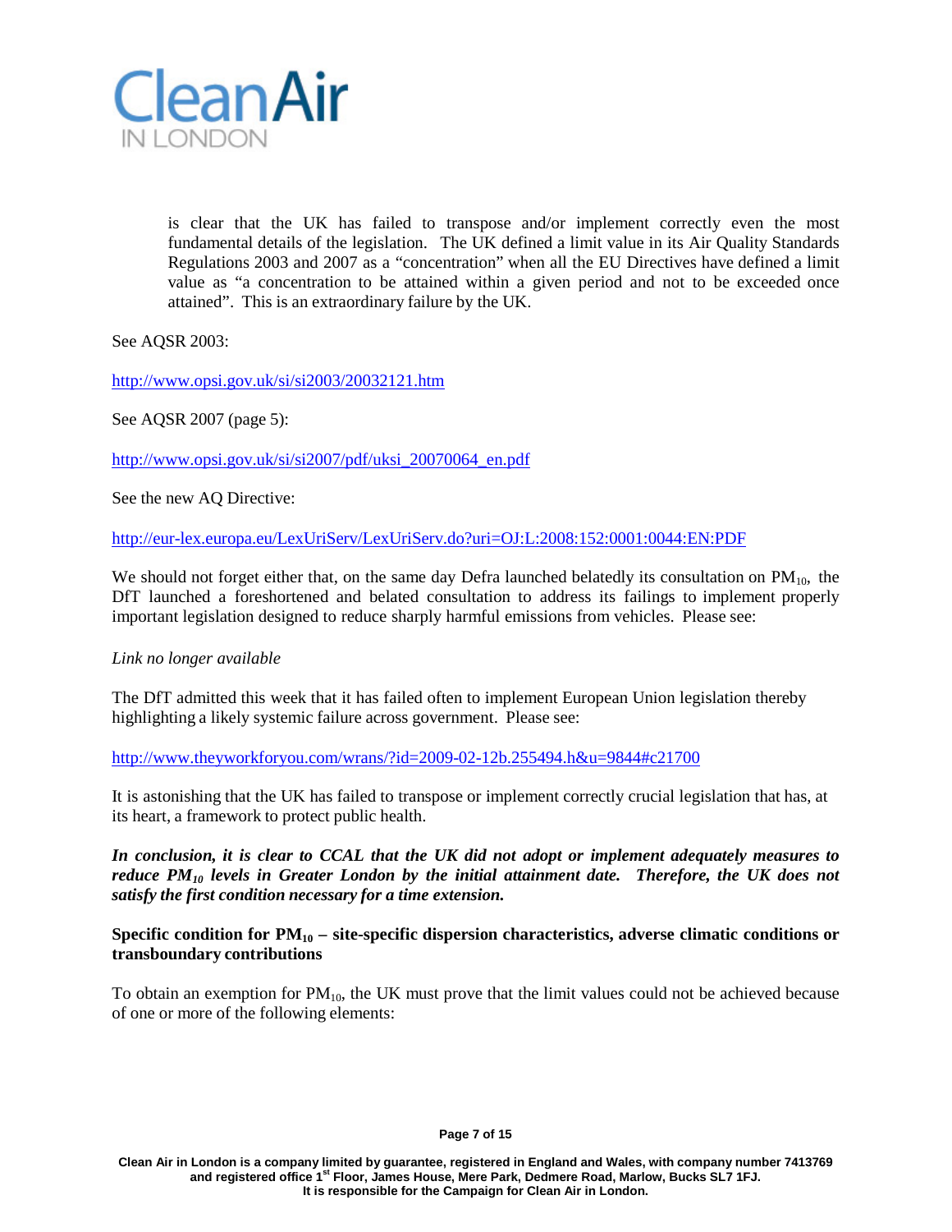is clear that the UK has failed to transpose and/or implement correctly even the most fundamental details of the legislation. The UK defined a limit value in its Air Quality Standards Regulations 2003 and 2007 as a "concentration" when all the EU Directives have defined a limit value as "a concentration to be attained within a given period and not to be exceeded once attained". This is an extraordinary failure by the UK.

See AQSR 2003:

http://www.opsi.gov.uk/si/si2003/20032121.htm

See AQSR 2007 (page 5):

http://www.opsi.gov.uk/si/si2007/pdf/uksi_20070064_en.pdf

See the new AQ Directive:

http://eur-lex.europa.eu/LexUriServ/LexUriServ.do?uri=OJ:L:2008:152:0001:0044:EN:PDF

We should not forget either that, on the same day Defra launched belatedly its consultation on $PM_{10}$, the DfT launched a foreshortened and belated consultation to address its failings to implement properly important legislation designed to reduce sharply harmful emissions from vehicles. Please see:

*Link no longer available*

The DfT admitted this week that it has failed often to implement European Union legislation thereby highlighting a likely systemic failure across government. Please see:

http://www.theyworkforyou.com/wrans/?id=2009-02-12b.255494.h&u=9844#c21700

It is astonishing that the UK has failed to transpose or implement correctly crucial legislation that has, at its heart, a framework to protect public health.

***In conclusion, it is clear to CCAL that the UK did not adopt or implement adequately measures to reduce $PM_{10}$ levels in Greater London by the initial attainment date. Therefore, the UK does not satisfy the first condition necessary for a time extension.***

**Specific condition for $PM_{10}$ – site-specific dispersion characteristics, adverse climatic conditions or transboundary contributions**

To obtain an exemption for $PM_{10}$, the UK must prove that the limit values could not be achieved because of one or more of the following elements: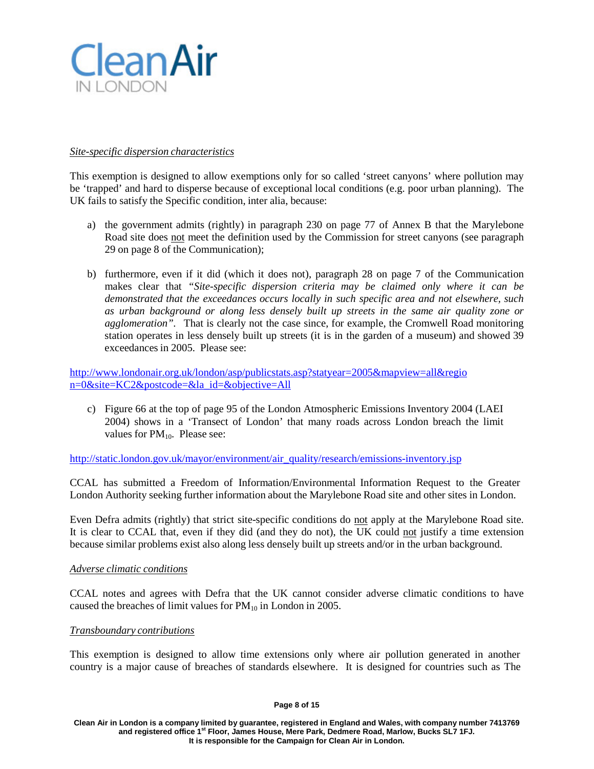*Site-specific dispersion characteristics*

This exemption is designed to allow exemptions only for so called 'street canyons' where pollution may be 'trapped' and hard to disperse because of exceptional local conditions (e.g. poor urban planning). The UK fails to satisfy the Specific condition, inter alia, because:

a) the government admits (rightly) in paragraph 230 on page 77 of Annex B that the Marylebone Road site does not meet the definition used by the Commission for street canyons (see paragraph 29 on page 8 of the Communication);

b) furthermore, even if it did (which it does not), paragraph 28 on page 7 of the Communication makes clear that *"Site-specific dispersion criteria may be claimed only where it can be demonstrated that the exceedances occurs locally in such specific area and not elsewhere, such as urban background or along less densely built up streets in the same air quality zone or agglomeration"*. That is clearly not the case since, for example, the Cromwell Road monitoring station operates in less densely built up streets (it is in the garden of a museum) and showed 39 exceedances in 2005. Please see:

http://www.londonair.org.uk/london/asp/publicstats.asp?statyear=2005&mapview=all&region=0&site=KC2&postcode=&la_id=&objective=All

c) Figure 66 at the top of page 95 of the London Atmospheric Emissions Inventory 2004 (LAEI 2004) shows in a 'Transect of London' that many roads across London breach the limit values for $PM_{10}$. Please see:

http://static.london.gov.uk/mayor/environment/air_quality/research/emissions-inventory.jsp

CCAL has submitted a Freedom of Information/Environmental Information Request to the Greater London Authority seeking further information about the Marylebone Road site and other sites in London.

Even Defra admits (rightly) that strict site-specific conditions do not apply at the Marylebone Road site. It is clear to CCAL that, even if they did (and they do not), the UK could not justify a time extension because similar problems exist also along less densely built up streets and/or in the urban background.

*Adverse climatic conditions*

CCAL notes and agrees with Defra that the UK cannot consider adverse climatic conditions to have caused the breaches of limit values for $PM_{10}$ in London in 2005.

*Transboundary contributions*

This exemption is designed to allow time extensions only where air pollution generated in another country is a major cause of breaches of standards elsewhere. It is designed for countries such as The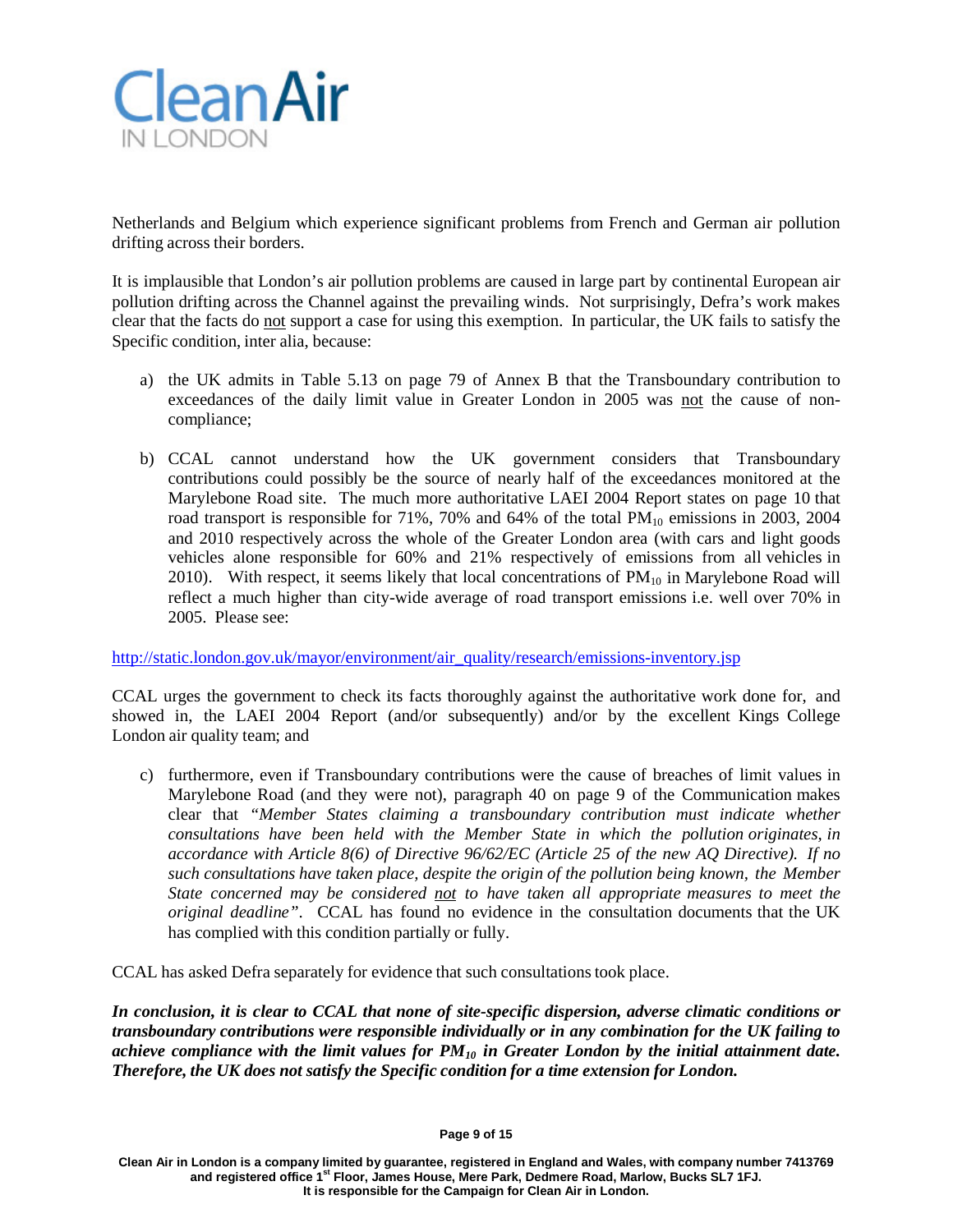Netherlands and Belgium which experience significant problems from French and German air pollution drifting across their borders.

It is implausible that London's air pollution problems are caused in large part by continental European air pollution drifting across the Channel against the prevailing winds. Not surprisingly, Defra's work makes clear that the facts do not support a case for using this exemption. In particular, the UK fails to satisfy the Specific condition, inter alia, because:

a) the UK admits in Table 5.13 on page 79 of Annex B that the Transboundary contribution to exceedances of the daily limit value in Greater London in 2005 was not the cause of non-compliance;

b) CCAL cannot understand how the UK government considers that Transboundary contributions could possibly be the source of nearly half of the exceedances monitored at the Marylebone Road site. The much more authoritative LAEI 2004 Report states on page 10 that road transport is responsible for 71%, 70% and 64% of the total $PM_{10}$ emissions in 2003, 2004 and 2010 respectively across the whole of the Greater London area (with cars and light goods vehicles alone responsible for 60% and 21% respectively of emissions from all vehicles in 2010). With respect, it seems likely that local concentrations of $PM_{10}$ in Marylebone Road will reflect a much higher than city-wide average of road transport emissions i.e. well over 70% in 2005. Please see:

http://static.london.gov.uk/mayor/environment/air_quality/research/emissions-inventory.jsp

CCAL urges the government to check its facts thoroughly against the authoritative work done for, and showed in, the LAEI 2004 Report (and/or subsequently) and/or by the excellent Kings College London air quality team; and

c) furthermore, even if Transboundary contributions were the cause of breaches of limit values in Marylebone Road (and they were not), paragraph 40 on page 9 of the Communication makes clear that *"Member States claiming a transboundary contribution must indicate whether consultations have been held with the Member State in which the pollution originates, in accordance with Article 8(6) of Directive 96/62/EC (Article 25 of the new AQ Directive). If no such consultations have taken place, despite the origin of the pollution being known, the Member State concerned may be considered not to have taken all appropriate measures to meet the original deadline"*. CCAL has found no evidence in the consultation documents that the UK has complied with this condition partially or fully.

CCAL has asked Defra separately for evidence that such consultations took place.

***In conclusion, it is clear to CCAL that none of site-specific dispersion, adverse climatic conditions or transboundary contributions were responsible individually or in any combination for the UK failing to achieve compliance with the limit values for $PM_{10}$ in Greater London by the initial attainment date. Therefore, the UK does not satisfy the Specific condition for a time extension for London.***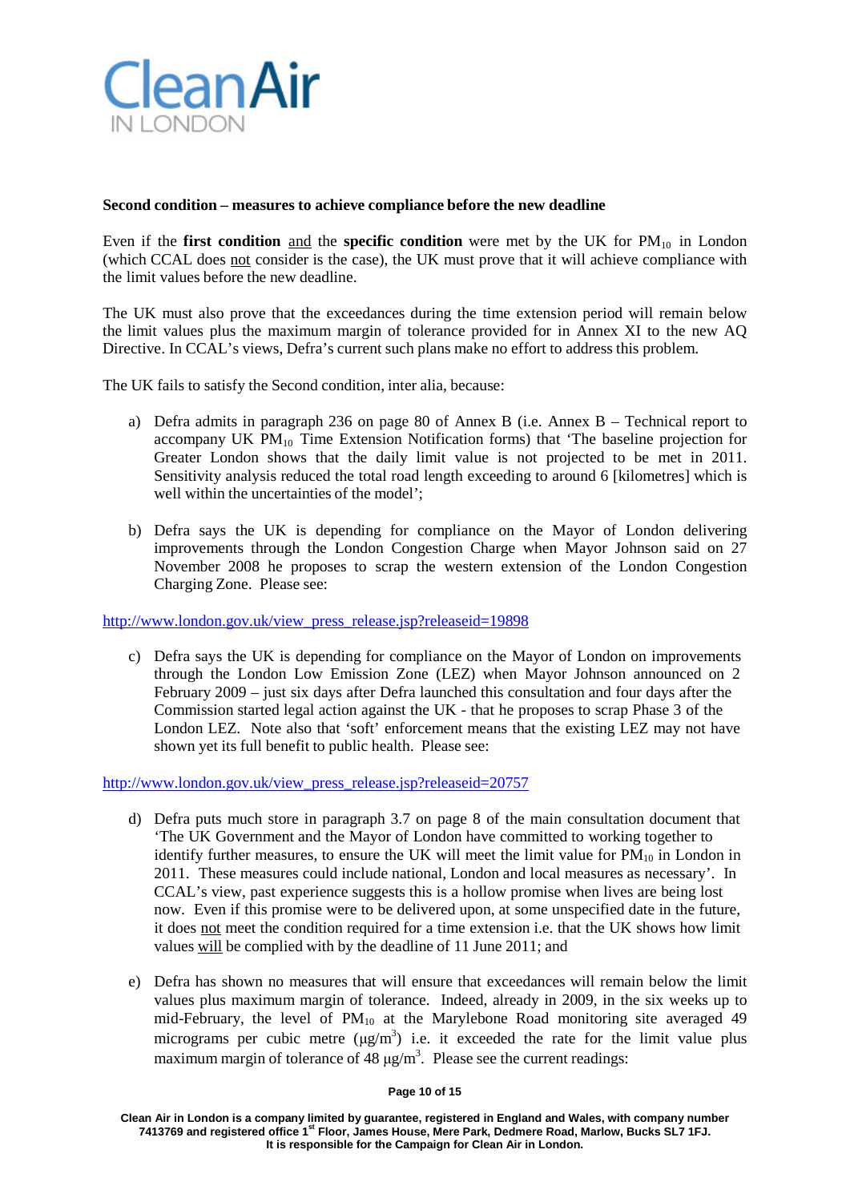**Second condition – measures to achieve compliance before the new deadline**

Even if the **first condition** and the **specific condition** were met by the UK for $PM_{10}$ in London (which CCAL does not consider is the case), the UK must prove that it will achieve compliance with the limit values before the new deadline.

The UK must also prove that the exceedances during the time extension period will remain below the limit values plus the maximum margin of tolerance provided for in Annex XI to the new AQ Directive. In CCAL's views, Defra's current such plans make no effort to address this problem.

The UK fails to satisfy the Second condition, inter alia, because:

a) Defra admits in paragraph 236 on page 80 of Annex B (i.e. Annex B – Technical report to accompany UK $PM_{10}$ Time Extension Notification forms) that 'The baseline projection for Greater London shows that the daily limit value is not projected to be met in 2011. Sensitivity analysis reduced the total road length exceeding to around 6 [kilometres] which is well within the uncertainties of the model';

b) Defra says the UK is depending for compliance on the Mayor of London delivering improvements through the London Congestion Charge when Mayor Johnson said on 27 November 2008 he proposes to scrap the western extension of the London Congestion Charging Zone. Please see:

http://www.london.gov.uk/view_press_release.jsp?releaseid=19898

c) Defra says the UK is depending for compliance on the Mayor of London on improvements through the London Low Emission Zone (LEZ) when Mayor Johnson announced on 2 February 2009 – just six days after Defra launched this consultation and four days after the Commission started legal action against the UK - that he proposes to scrap Phase 3 of the London LEZ. Note also that 'soft' enforcement means that the existing LEZ may not have shown yet its full benefit to public health. Please see:

http://www.london.gov.uk/view_press_release.jsp?releaseid=20757

d) Defra puts much store in paragraph 3.7 on page 8 of the main consultation document that 'The UK Government and the Mayor of London have committed to working together to identify further measures, to ensure the UK will meet the limit value for $PM_{10}$ in London in 2011. These measures could include national, London and local measures as necessary'. In CCAL's view, past experience suggests this is a hollow promise when lives are being lost now. Even if this promise were to be delivered upon, at some unspecified date in the future, it does not meet the condition required for a time extension i.e. that the UK shows how limit values will be complied with by the deadline of 11 June 2011; and

e) Defra has shown no measures that will ensure that exceedances will remain below the limit values plus maximum margin of tolerance. Indeed, already in 2009, in the six weeks up to mid-February, the level of $PM_{10}$ at the Marylebone Road monitoring site averaged 49 micrograms per cubic metre ($\mu g/m^3$) i.e. it exceeded the rate for the limit value plus maximum margin of tolerance of 48 $\mu g/m^3$. Please see the current readings: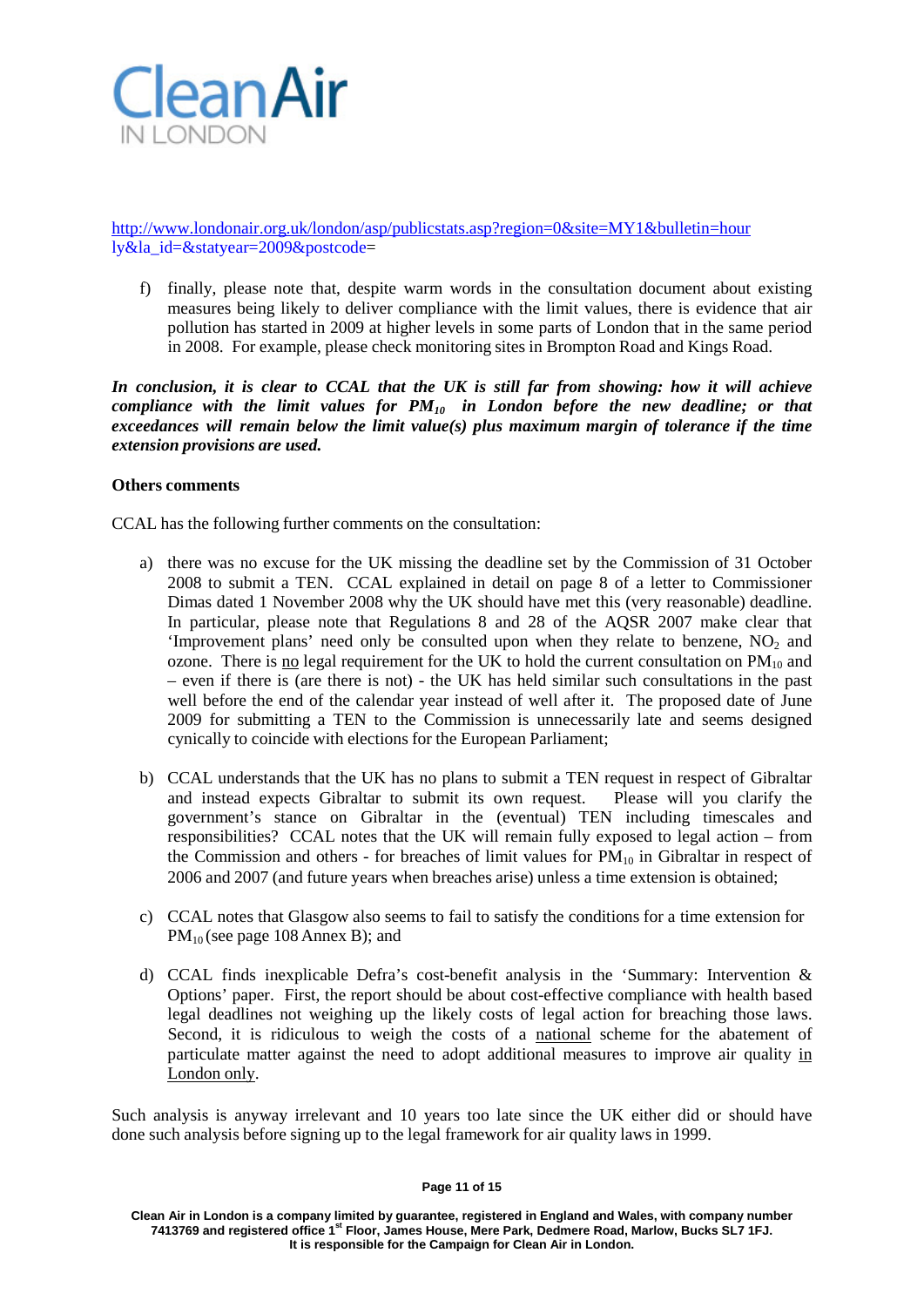http://www.londonair.org.uk/london/asp/publicstats.asp?region=0&site=MY1&bulletin=hourly&la_id=&statyear=2009&postcode=

f) finally, please note that, despite warm words in the consultation document about existing measures being likely to deliver compliance with the limit values, there is evidence that air pollution has started in 2009 at higher levels in some parts of London that in the same period in 2008. For example, please check monitoring sites in Brompton Road and Kings Road.

***In conclusion, it is clear to CCAL that the UK is still far from showing: how it will achieve compliance with the limit values for $PM_{10}$ in London before the new deadline; or that exceedances will remain below the limit value(s) plus maximum margin of tolerance if the time extension provisions are used.***

**Others comments**

CCAL has the following further comments on the consultation:

a) there was no excuse for the UK missing the deadline set by the Commission of 31 October 2008 to submit a TEN. CCAL explained in detail on page 8 of a letter to Commissioner Dimas dated 1 November 2008 why the UK should have met this (very reasonable) deadline. In particular, please note that Regulations 8 and 28 of the AQSR 2007 make clear that 'Improvement plans' need only be consulted upon when they relate to benzene, $NO_2$ and ozone. There is no legal requirement for the UK to hold the current consultation on $PM_{10}$ and – even if there is (are there is not) - the UK has held similar such consultations in the past well before the end of the calendar year instead of well after it. The proposed date of June 2009 for submitting a TEN to the Commission is unnecessarily late and seems designed cynically to coincide with elections for the European Parliament;

b) CCAL understands that the UK has no plans to submit a TEN request in respect of Gibraltar and instead expects Gibraltar to submit its own request. Please will you clarify the government's stance on Gibraltar in the (eventual) TEN including timescales and responsibilities? CCAL notes that the UK will remain fully exposed to legal action – from the Commission and others - for breaches of limit values for $PM_{10}$ in Gibraltar in respect of 2006 and 2007 (and future years when breaches arise) unless a time extension is obtained;

c) CCAL notes that Glasgow also seems to fail to satisfy the conditions for a time extension for $PM_{10}$ (see page 108 Annex B); and

d) CCAL finds inexplicable Defra's cost-benefit analysis in the 'Summary: Intervention & Options' paper. First, the report should be about cost-effective compliance with health based legal deadlines not weighing up the likely costs of legal action for breaching those laws. Second, it is ridiculous to weigh the costs of a national scheme for the abatement of particulate matter against the need to adopt additional measures to improve air quality in London only.

Such analysis is anyway irrelevant and 10 years too late since the UK either did or should have done such analysis before signing up to the legal framework for air quality laws in 1999.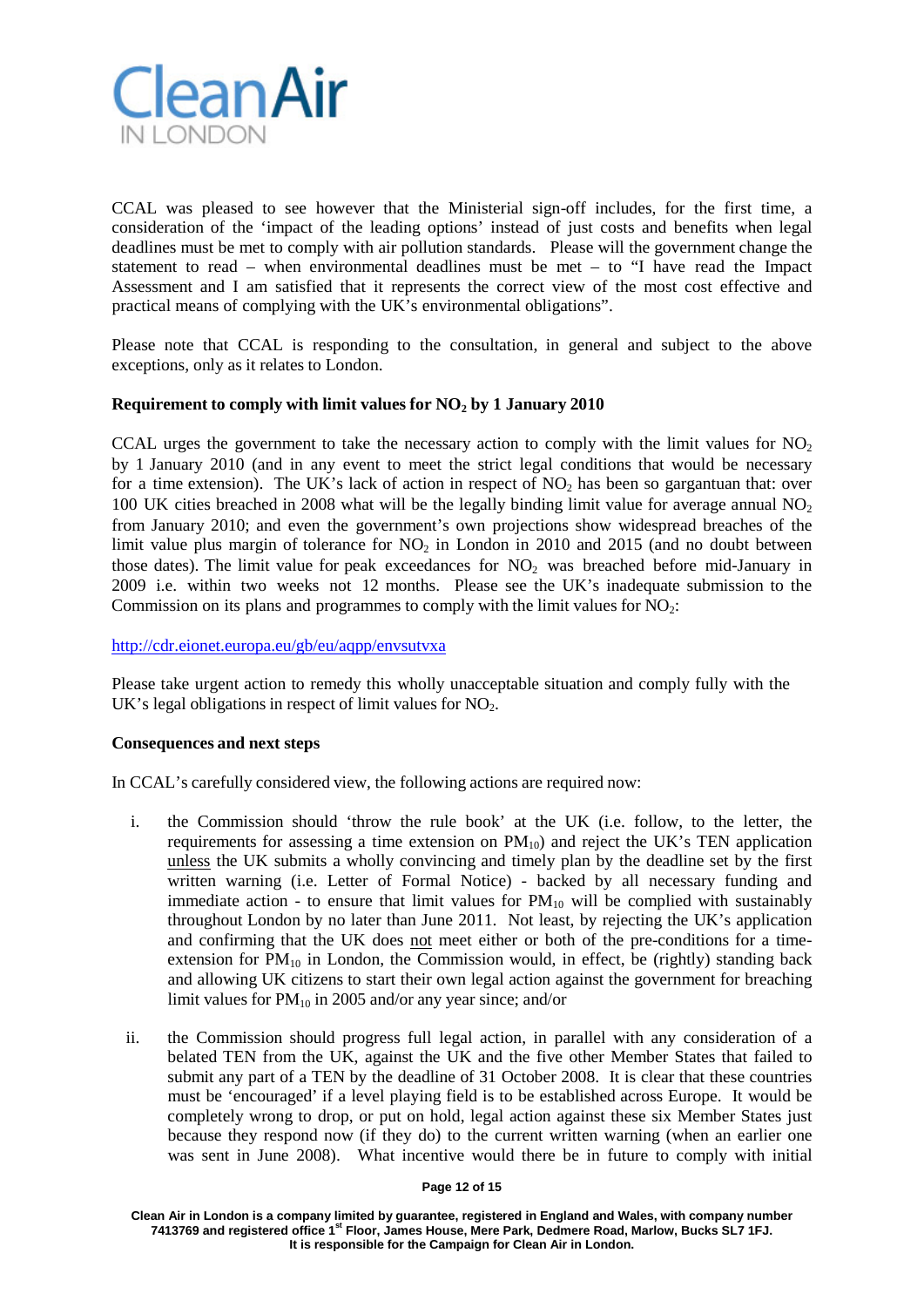CCAL was pleased to see however that the Ministerial sign-off includes, for the first time, a consideration of the 'impact of the leading options' instead of just costs and benefits when legal deadlines must be met to comply with air pollution standards. Please will the government change the statement to read – when environmental deadlines must be met – to "I have read the Impact Assessment and I am satisfied that it represents the correct view of the most cost effective and practical means of complying with the UK's environmental obligations".

Please note that CCAL is responding to the consultation, in general and subject to the above exceptions, only as it relates to London.

**Requirement to comply with limit values for $NO_2$ by 1 January 2010**

CCAL urges the government to take the necessary action to comply with the limit values for $NO_2$ by 1 January 2010 (and in any event to meet the strict legal conditions that would be necessary for a time extension). The UK's lack of action in respect of $NO_2$ has been so gargantuan that: over 100 UK cities breached in 2008 what will be the legally binding limit value for average annual $NO_2$ from January 2010; and even the government's own projections show widespread breaches of the limit value plus margin of tolerance for $NO_2$ in London in 2010 and 2015 (and no doubt between those dates). The limit value for peak exceedances for $NO_2$ was breached before mid-January in 2009 i.e. within two weeks not 12 months. Please see the UK's inadequate submission to the Commission on its plans and programmes to comply with the limit values for $NO_2$:

http://cdr.eionet.europa.eu/gb/eu/aqpp/envsutvxa

Please take urgent action to remedy this wholly unacceptable situation and comply fully with the UK's legal obligations in respect of limit values for $NO_2$.

**Consequences and next steps**

In CCAL's carefully considered view, the following actions are required now:

i. the Commission should 'throw the rule book' at the UK (i.e. follow, to the letter, the requirements for assessing a time extension on $PM_{10}$) and reject the UK's TEN application unless the UK submits a wholly convincing and timely plan by the deadline set by the first written warning (i.e. Letter of Formal Notice) - backed by all necessary funding and immediate action - to ensure that limit values for $PM_{10}$ will be complied with sustainably throughout London by no later than June 2011. Not least, by rejecting the UK's application and confirming that the UK does not meet either or both of the pre-conditions for a time-extension for $PM_{10}$ in London, the Commission would, in effect, be (rightly) standing back and allowing UK citizens to start their own legal action against the government for breaching limit values for $PM_{10}$ in 2005 and/or any year since; and/or

ii. the Commission should progress full legal action, in parallel with any consideration of a belated TEN from the UK, against the UK and the five other Member States that failed to submit any part of a TEN by the deadline of 31 October 2008. It is clear that these countries must be 'encouraged' if a level playing field is to be established across Europe. It would be completely wrong to drop, or put on hold, legal action against these six Member States just because they respond now (if they do) to the current written warning (when an earlier one was sent in June 2008). What incentive would there be in future to comply with initial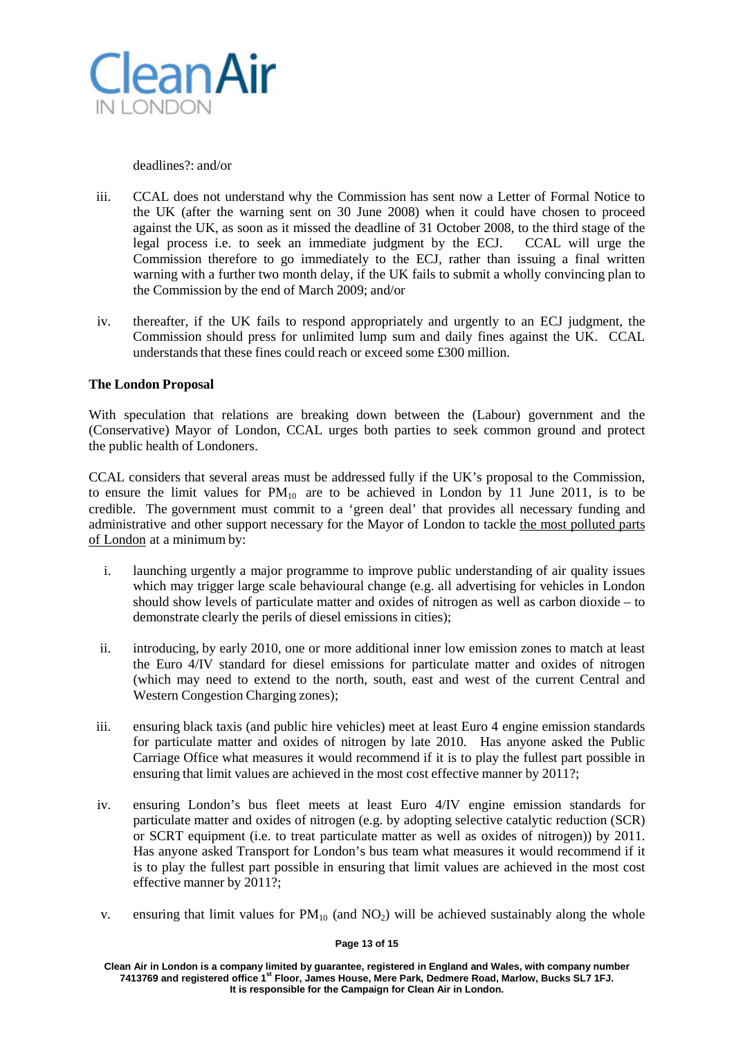deadlines?: and/or

iii. CCAL does not understand why the Commission has sent now a Letter of Formal Notice to the UK (after the warning sent on 30 June 2008) when it could have chosen to proceed against the UK, as soon as it missed the deadline of 31 October 2008, to the third stage of the legal process i.e. to seek an immediate judgment by the ECJ. CCAL will urge the Commission therefore to go immediately to the ECJ, rather than issuing a final written warning with a further two month delay, if the UK fails to submit a wholly convincing plan to the Commission by the end of March 2009; and/or

iv. thereafter, if the UK fails to respond appropriately and urgently to an ECJ judgment, the Commission should press for unlimited lump sum and daily fines against the UK. CCAL understands that these fines could reach or exceed some £300 million.

**The London Proposal**

With speculation that relations are breaking down between the (Labour) government and the (Conservative) Mayor of London, CCAL urges both parties to seek common ground and protect the public health of Londoners.

CCAL considers that several areas must be addressed fully if the UK's proposal to the Commission, to ensure the limit values for $PM_{10}$ are to be achieved in London by 11 June 2011, is to be credible. The government must commit to a 'green deal' that provides all necessary funding and administrative and other support necessary for the Mayor of London to tackle the most polluted parts of London at a minimum by:

i. launching urgently a major programme to improve public understanding of air quality issues which may trigger large scale behavioural change (e.g. all advertising for vehicles in London should show levels of particulate matter and oxides of nitrogen as well as carbon dioxide – to demonstrate clearly the perils of diesel emissions in cities);

ii. introducing, by early 2010, one or more additional inner low emission zones to match at least the Euro 4/IV standard for diesel emissions for particulate matter and oxides of nitrogen (which may need to extend to the north, south, east and west of the current Central and Western Congestion Charging zones);

iii. ensuring black taxis (and public hire vehicles) meet at least Euro 4 engine emission standards for particulate matter and oxides of nitrogen by late 2010. Has anyone asked the Public Carriage Office what measures it would recommend if it is to play the fullest part possible in ensuring that limit values are achieved in the most cost effective manner by 2011?;

iv. ensuring London's bus fleet meets at least Euro 4/IV engine emission standards for particulate matter and oxides of nitrogen (e.g. by adopting selective catalytic reduction (SCR) or SCRT equipment (i.e. to treat particulate matter as well as oxides of nitrogen)) by 2011. Has anyone asked Transport for London's bus team what measures it would recommend if it is to play the fullest part possible in ensuring that limit values are achieved in the most cost effective manner by 2011?;

v. ensuring that limit values for $PM_{10}$ (and $NO_2$) will be achieved sustainably along the whole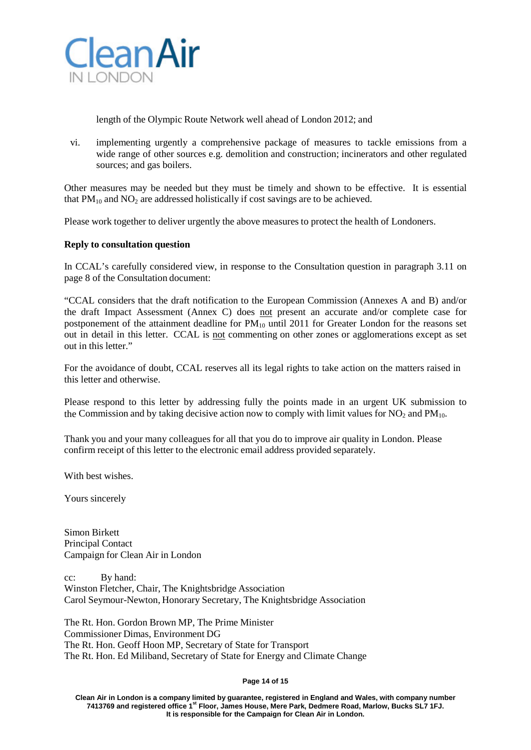length of the Olympic Route Network well ahead of London 2012; and

vi. implementing urgently a comprehensive package of measures to tackle emissions from a wide range of other sources e.g. demolition and construction; incinerators and other regulated sources; and gas boilers.

Other measures may be needed but they must be timely and shown to be effective. It is essential that $PM_{10}$ and $NO_2$ are addressed holistically if cost savings are to be achieved.

Please work together to deliver urgently the above measures to protect the health of Londoners.

**Reply to consultation question**

In CCAL's carefully considered view, in response to the Consultation question in paragraph 3.11 on page 8 of the Consultation document:

"CCAL considers that the draft notification to the European Commission (Annexes A and B) and/or the draft Impact Assessment (Annex C) does not present an accurate and/or complete case for postponement of the attainment deadline for $PM_{10}$ until 2011 for Greater London for the reasons set out in detail in this letter. CCAL is not commenting on other zones or agglomerations except as set out in this letter."

For the avoidance of doubt, CCAL reserves all its legal rights to take action on the matters raised in this letter and otherwise.

Please respond to this letter by addressing fully the points made in an urgent UK submission to the Commission and by taking decisive action now to comply with limit values for $NO_2$ and $PM_{10}$.

Thank you and your many colleagues for all that you do to improve air quality in London. Please confirm receipt of this letter to the electronic email address provided separately.

With best wishes.

Yours sincerely

Simon Birkett
Principal Contact
Campaign for Clean Air in London

cc: By hand:
Winston Fletcher, Chair, The Knightsbridge Association
Carol Seymour-Newton, Honorary Secretary, The Knightsbridge Association

The Rt. Hon. Gordon Brown MP, The Prime Minister
Commissioner Dimas, Environment DG
The Rt. Hon. Geoff Hoon MP, Secretary of State for Transport
The Rt. Hon. Ed Miliband, Secretary of State for Energy and Climate Change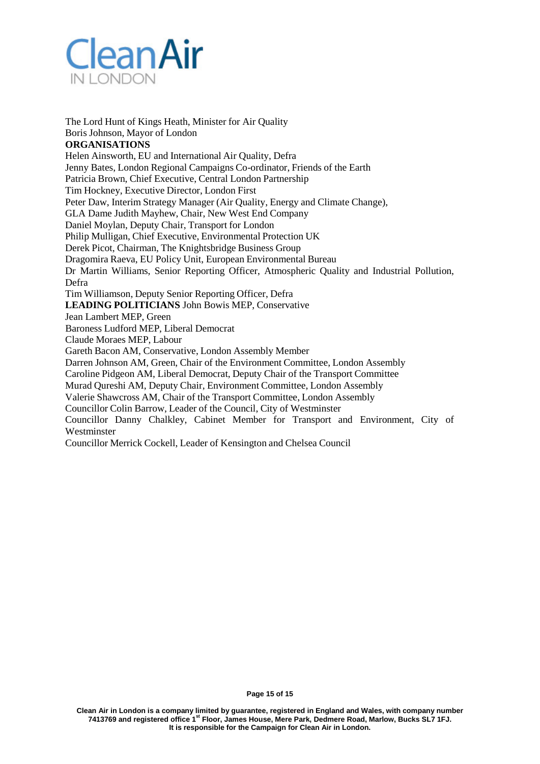Clean Air
IN LONDON

The Lord Hunt of Kings Heath, Minister for Air Quality
Boris Johnson, Mayor of London

**ORGANISATIONS**

Helen Ainsworth, EU and International Air Quality, Defra
Jenny Bates, London Regional Campaigns Co-ordinator, Friends of the Earth
Patricia Brown, Chief Executive, Central London Partnership
Tim Hockney, Executive Director, London First
Peter Daw, Interim Strategy Manager (Air Quality, Energy and Climate Change), GLA Dame Judith Mayhew, Chair, New West End Company
Daniel Moylan, Deputy Chair, Transport for London
Philip Mulligan, Chief Executive, Environmental Protection UK
Derek Picot, Chairman, The Knightsbridge Business Group
Dragomira Raeva, EU Policy Unit, European Environmental Bureau
Dr Martin Williams, Senior Reporting Officer, Atmospheric Quality and Industrial Pollution, Defra
Tim Williamson, Deputy Senior Reporting Officer, Defra

**LEADING POLITICIANS** John Bowis MEP, Conservative
Jean Lambert MEP, Green
Baroness Ludford MEP, Liberal Democrat
Claude Moraes MEP, Labour
Gareth Bacon AM, Conservative, London Assembly Member
Darren Johnson AM, Green, Chair of the Environment Committee, London Assembly
Caroline Pidgeon AM, Liberal Democrat, Deputy Chair of the Transport Committee
Murad Qureshi AM, Deputy Chair, Environment Committee, London Assembly
Valerie Shawcross AM, Chair of the Transport Committee, London Assembly
Councillor Colin Barrow, Leader of the Council, City of Westminster
Councillor Danny Chalkley, Cabinet Member for Transport and Environment, City of Westminster
Councillor Merrick Cockell, Leader of Kensington and Chelsea Council

Clean Air in London is a company limited by guarantee, registered in England and Wales, with company number 7413769 and registered office 1st Floor, James House, Mere Park, Dedmere Road, Marlow, Bucks SL7 1FJ. It is responsible for the Campaign for Clean Air in London.